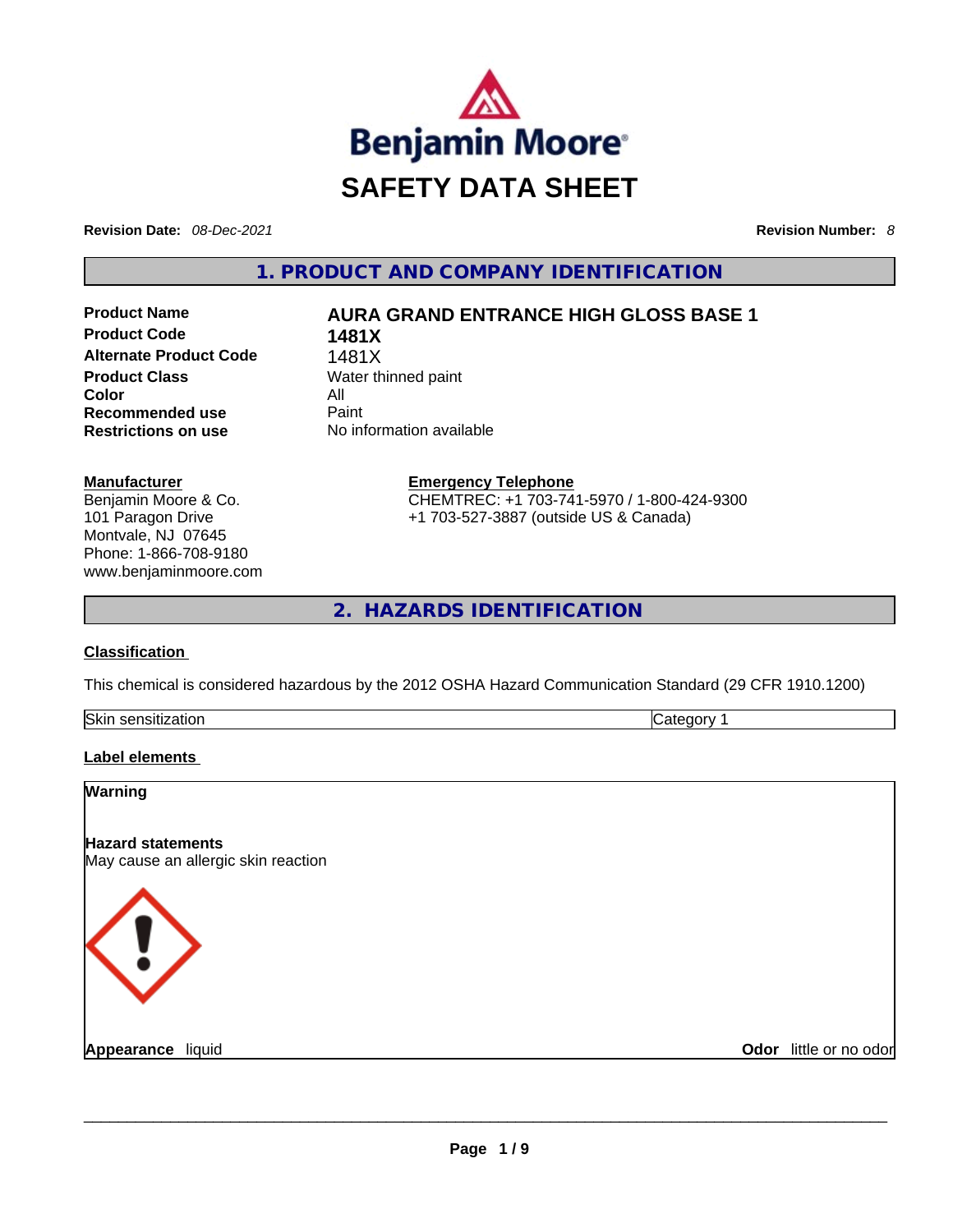# SAFETY DATA SHEET

**Revision Date:** *08-Dec-2021* **Revision Number:** *8*

## 1. PRODUCT AND COMPANY IDENTIFICATION

| | |
|---|---|
| **Product Name** | **AURA GRAND ENTRANCE HIGH GLOSS BASE 1** |
| **Product Code** | **1481X** |
| **Alternate Product Code** | 1481X |
| **Product Class** | Water thinned paint |
| **Color** | All |
| **Recommended use** | Paint |
| **Restrictions on use** | No information available |

**Manufacturer**
Benjamin Moore & Co.
101 Paragon Drive
Montvale, NJ 07645
Phone: 1-866-708-9180
www.benjaminmoore.com

**Emergency Telephone**
CHEMTREC: +1 703-741-5970 / 1-800-424-9300
+1 703-527-3887 (outside US & Canada)

## 2. HAZARDS IDENTIFICATION

### Classification

This chemical is considered hazardous by the 2012 OSHA Hazard Communication Standard (29 CFR 1910.1200)

| | |
|---|---|
| Skin sensitization | Category 1 |

### Label elements

**Warning**

**Hazard statements**
May cause an allergic skin reaction

**Appearance** liquid **Odor** little or no odor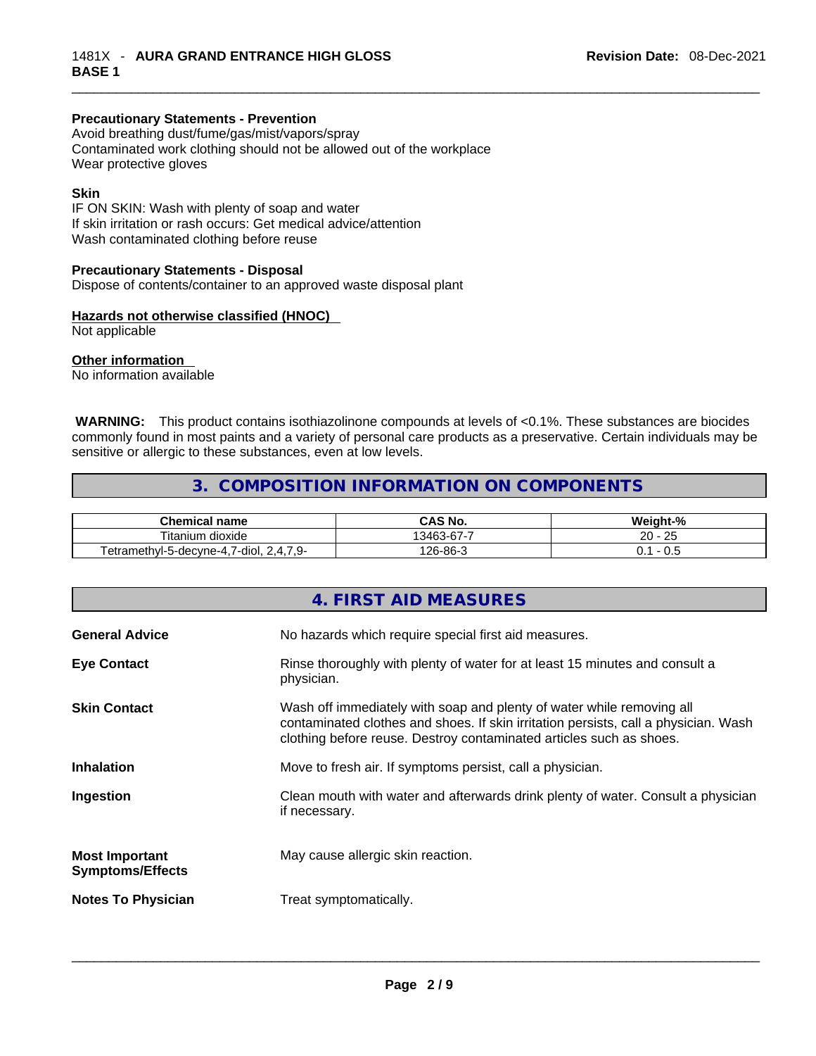**Precautionary Statements - Prevention**
Avoid breathing dust/fume/gas/mist/vapors/spray
Contaminated work clothing should not be allowed out of the workplace
Wear protective gloves

**Skin**
IF ON SKIN: Wash with plenty of soap and water
If skin irritation or rash occurs: Get medical advice/attention
Wash contaminated clothing before reuse

**Precautionary Statements - Disposal**
Dispose of contents/container to an approved waste disposal plant

**Hazards not otherwise classified (HNOC)**
Not applicable

**Other information**
No information available

**WARNING:** This product contains isothiazolinone compounds at levels of <0.1%. These substances are biocides commonly found in most paints and a variety of personal care products as a preservative. Certain individuals may be sensitive or allergic to these substances, even at low levels.

## 3. COMPOSITION INFORMATION ON COMPONENTS

| Chemical name | CAS No. | Weight-% |
|---|---|---|
| Titanium dioxide | 13463-67-7 | 20 - 25 |
| Tetramethyl-5-decyne-4,7-diol, 2,4,7,9- | 126-86-3 | 0.1 - 0.5 |

## 4. FIRST AID MEASURES

**General Advice** No hazards which require special first aid measures.

**Eye Contact** Rinse thoroughly with plenty of water for at least 15 minutes and consult a physician.

**Skin Contact** Wash off immediately with soap and plenty of water while removing all contaminated clothes and shoes. If skin irritation persists, call a physician. Wash clothing before reuse. Destroy contaminated articles such as shoes.

**Inhalation** Move to fresh air. If symptoms persist, call a physician.

**Ingestion** Clean mouth with water and afterwards drink plenty of water. Consult a physician if necessary.

**Most Important Symptoms/Effects** May cause allergic skin reaction.

**Notes To Physician** Treat symptomatically.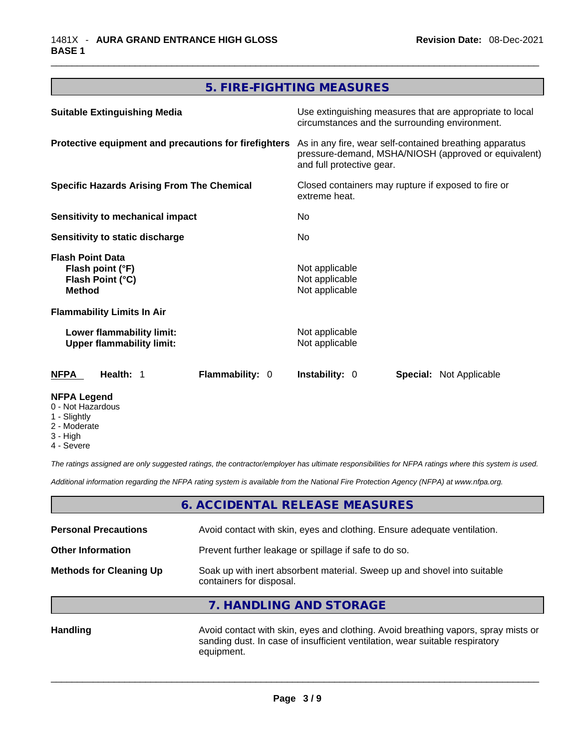## 5. FIRE-FIGHTING MEASURES

| | |
|---|---|
| **Suitable Extinguishing Media** | Use extinguishing measures that are appropriate to local circumstances and the surrounding environment. |
| **Protective equipment and precautions for firefighters** | As in any fire, wear self-contained breathing apparatus pressure-demand, MSHA/NIOSH (approved or equivalent) and full protective gear. |
| **Specific Hazards Arising From The Chemical** | Closed containers may rupture if exposed to fire or extreme heat. |
| **Sensitivity to mechanical impact** | No |
| **Sensitivity to static discharge** | No |

**Flash Point Data**

| | |
|---|---|
| **Flash point (°F)** | Not applicable |
| **Flash Point (°C)** | Not applicable |
| **Method** | Not applicable |

**Flammability Limits In Air**

| | |
|---|---|
| **Lower flammability limit:** | Not applicable |
| **Upper flammability limit:** | Not applicable |

| **NFPA** | **Health:** 1 | **Flammability:** 0 | **Instability:** 0 | **Special:** Not Applicable |
|---|---|---|---|---|

**NFPA Legend**
- 0 - Not Hazardous
- 1 - Slightly
- 2 - Moderate
- 3 - High
- 4 - Severe

*The ratings assigned are only suggested ratings, the contractor/employer has ultimate responsibilities for NFPA ratings where this system is used.*

*Additional information regarding the NFPA rating system is available from the National Fire Protection Agency (NFPA) at www.nfpa.org.*

## 6. ACCIDENTAL RELEASE MEASURES

| | |
|---|---|
| **Personal Precautions** | Avoid contact with skin, eyes and clothing. Ensure adequate ventilation. |
| **Other Information** | Prevent further leakage or spillage if safe to do so. |
| **Methods for Cleaning Up** | Soak up with inert absorbent material. Sweep up and shovel into suitable containers for disposal. |

## 7. HANDLING AND STORAGE

| | |
|---|---|
| **Handling** | Avoid contact with skin, eyes and clothing. Avoid breathing vapors, spray mists or sanding dust. In case of insufficient ventilation, wear suitable respiratory equipment. |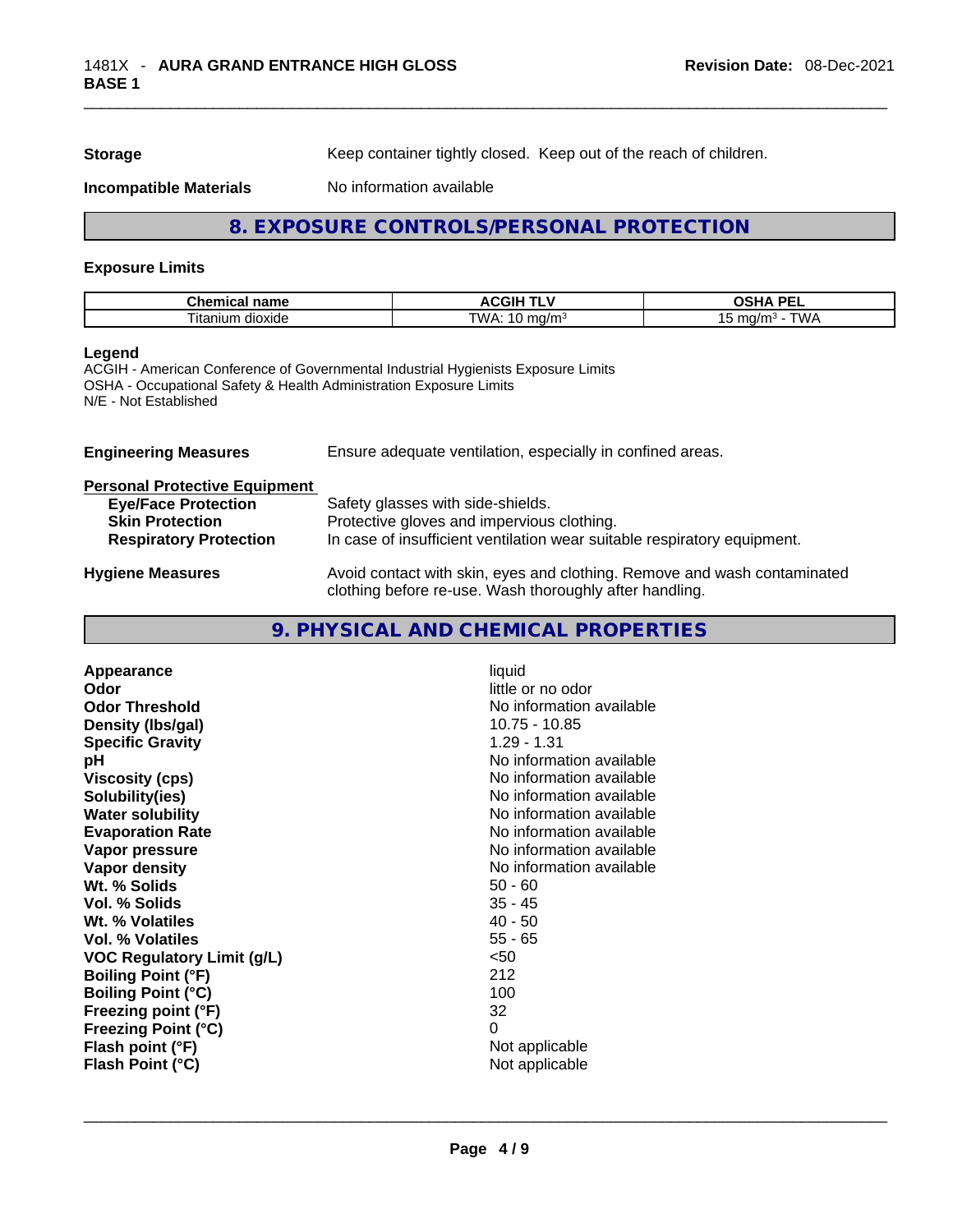**Storage** Keep container tightly closed. Keep out of the reach of children.

**Incompatible Materials** No information available

## 8. EXPOSURE CONTROLS/PERSONAL PROTECTION

### Exposure Limits

| Chemical name | ACGIH TLV | OSHA PEL |
| --- | --- | --- |
| Titanium dioxide | TWA: 10 mg/m$^3$ | 15 mg/m$^3$ - TWA |

**Legend**
ACGIH - American Conference of Governmental Industrial Hygienists Exposure Limits
OSHA - Occupational Safety & Health Administration Exposure Limits
N/E - Not Established

**Engineering Measures** Ensure adequate ventilation, especially in confined areas.

**Personal Protective Equipment**

- **Eye/Face Protection** Safety glasses with side-shields.
- **Skin Protection** Protective gloves and impervious clothing.
- **Respiratory Protection** In case of insufficient ventilation wear suitable respiratory equipment.

**Hygiene Measures** Avoid contact with skin, eyes and clothing. Remove and wash contaminated clothing before re-use. Wash thoroughly after handling.

## 9. PHYSICAL AND CHEMICAL PROPERTIES

| | |
| --- | --- |
| **Appearance** | liquid |
| **Odor** | little or no odor |
| **Odor Threshold** | No information available |
| **Density (lbs/gal)** | 10.75 - 10.85 |
| **Specific Gravity** | 1.29 - 1.31 |
| **pH** | No information available |
| **Viscosity (cps)** | No information available |
| **Solubility(ies)** | No information available |
| **Water solubility** | No information available |
| **Evaporation Rate** | No information available |
| **Vapor pressure** | No information available |
| **Vapor density** | No information available |
| **Wt. % Solids** | 50 - 60 |
| **Vol. % Solids** | 35 - 45 |
| **Wt. % Volatiles** | 40 - 50 |
| **Vol. % Volatiles** | 55 - 65 |
| **VOC Regulatory Limit (g/L)** | <50 |
| **Boiling Point (°F)** | 212 |
| **Boiling Point (°C)** | 100 |
| **Freezing point (°F)** | 32 |
| **Freezing Point (°C)** | 0 |
| **Flash point (°F)** | Not applicable |
| **Flash Point (°C)** | Not applicable |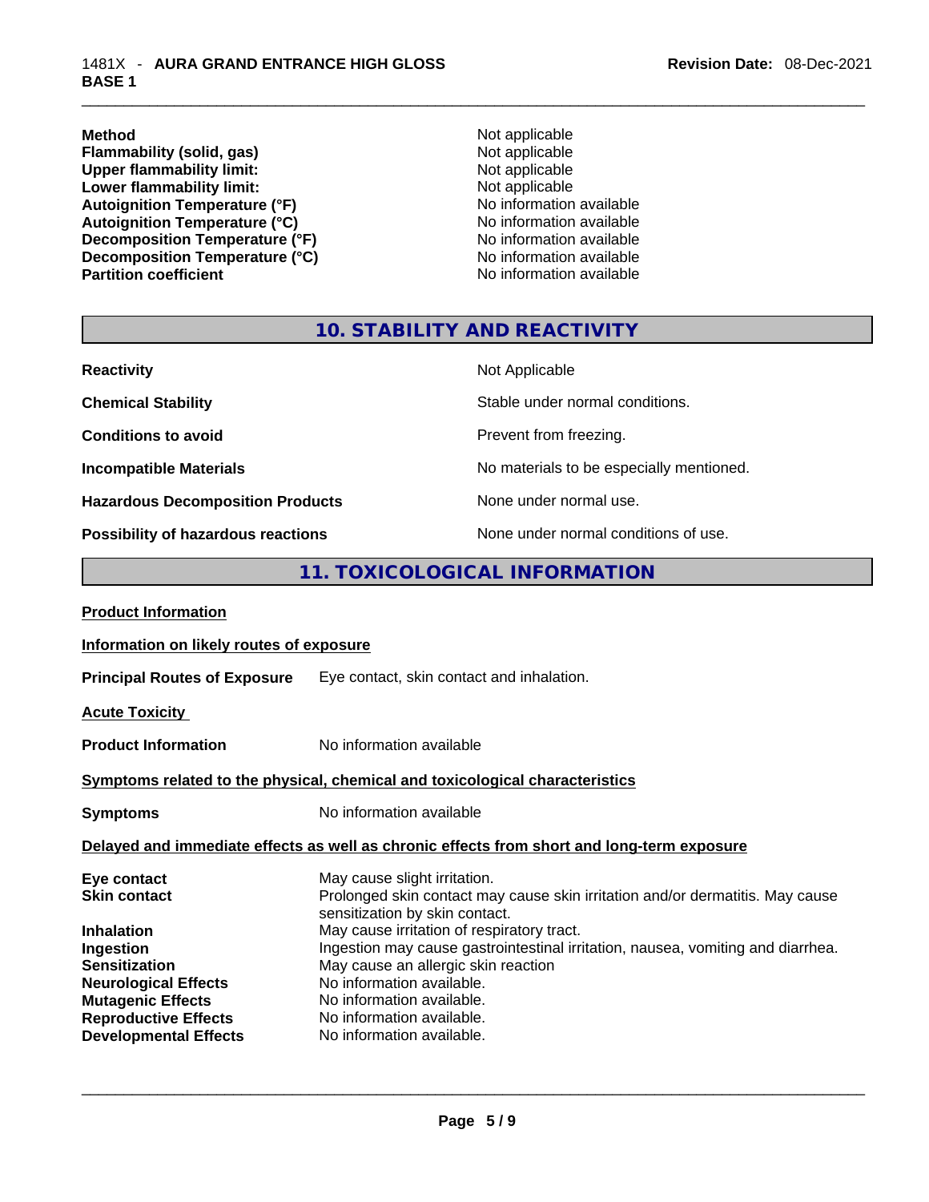| | |
|---|---|
| **Method** | Not applicable |
| **Flammability (solid, gas)** | Not applicable |
| **Upper flammability limit:** | Not applicable |
| **Lower flammability limit:** | Not applicable |
| **Autoignition Temperature (°F)** | No information available |
| **Autoignition Temperature (°C)** | No information available |
| **Decomposition Temperature (°F)** | No information available |
| **Decomposition Temperature (°C)** | No information available |
| **Partition coefficient** | No information available |

## 10. STABILITY AND REACTIVITY

| | |
|---|---|
| **Reactivity** | Not Applicable |
| **Chemical Stability** | Stable under normal conditions. |
| **Conditions to avoid** | Prevent from freezing. |
| **Incompatible Materials** | No materials to be especially mentioned. |
| **Hazardous Decomposition Products** | None under normal use. |
| **Possibility of hazardous reactions** | None under normal conditions of use. |

## 11. TOXICOLOGICAL INFORMATION

**Product Information**

**Information on likely routes of exposure**

**Principal Routes of Exposure** Eye contact, skin contact and inhalation.

**Acute Toxicity**

**Product Information** No information available

**Symptoms related to the physical, chemical and toxicological characteristics**

**Symptoms** No information available

**Delayed and immediate effects as well as chronic effects from short and long-term exposure**

| | |
|---|---|
| **Eye contact** | May cause slight irritation. |
| **Skin contact** | Prolonged skin contact may cause skin irritation and/or dermatitis. May cause sensitization by skin contact. |
| **Inhalation** | May cause irritation of respiratory tract. |
| **Ingestion** | Ingestion may cause gastrointestinal irritation, nausea, vomiting and diarrhea. |
| **Sensitization** | May cause an allergic skin reaction |
| **Neurological Effects** | No information available. |
| **Mutagenic Effects** | No information available. |
| **Reproductive Effects** | No information available. |
| **Developmental Effects** | No information available. |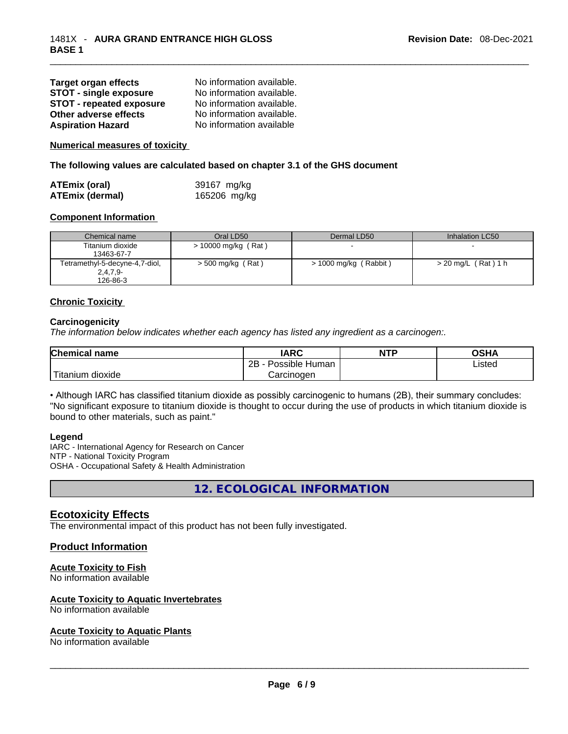| | |
|---|---|
| **Target organ effects** | No information available. |
| **STOT - single exposure** | No information available. |
| **STOT - repeated exposure** | No information available. |
| **Other adverse effects** | No information available. |
| **Aspiration Hazard** | No information available |

**Numerical measures of toxicity**

**The following values are calculated based on chapter 3.1 of the GHS document**

| | |
|---|---|
| **ATEmix (oral)** | 39167 mg/kg |
| **ATEmix (dermal)** | 165206 mg/kg |

**Component Information**

| Chemical name | Oral LD50 | Dermal LD50 | Inhalation LC50 |
|---|---|---|---|
| Titanium dioxide 13463-67-7 | > 10000 mg/kg ( Rat ) | - | - |
| Tetramethyl-5-decyne-4,7-diol, 2,4,7,9- 126-86-3 | > 500 mg/kg ( Rat ) | > 1000 mg/kg ( Rabbit ) | > 20 mg/L ( Rat ) 1 h |

**Chronic Toxicity**

**Carcinogenicity**

*The information below indicates whether each agency has listed any ingredient as a carcinogen:.*

| Chemical name | IARC | NTP | OSHA |
|---|---|---|---|
| Titanium dioxide | 2B - Possible Human Carcinogen | | Listed |

• Although IARC has classified titanium dioxide as possibly carcinogenic to humans (2B), their summary concludes: "No significant exposure to titanium dioxide is thought to occur during the use of products in which titanium dioxide is bound to other materials, such as paint."

**Legend**

IARC - International Agency for Research on Cancer
NTP - National Toxicity Program
OSHA - Occupational Safety & Health Administration

## 12. ECOLOGICAL INFORMATION

### Ecotoxicity Effects

The environmental impact of this product has not been fully investigated.

### Product Information

**Acute Toxicity to Fish**

No information available

**Acute Toxicity to Aquatic Invertebrates**

No information available

**Acute Toxicity to Aquatic Plants**

No information available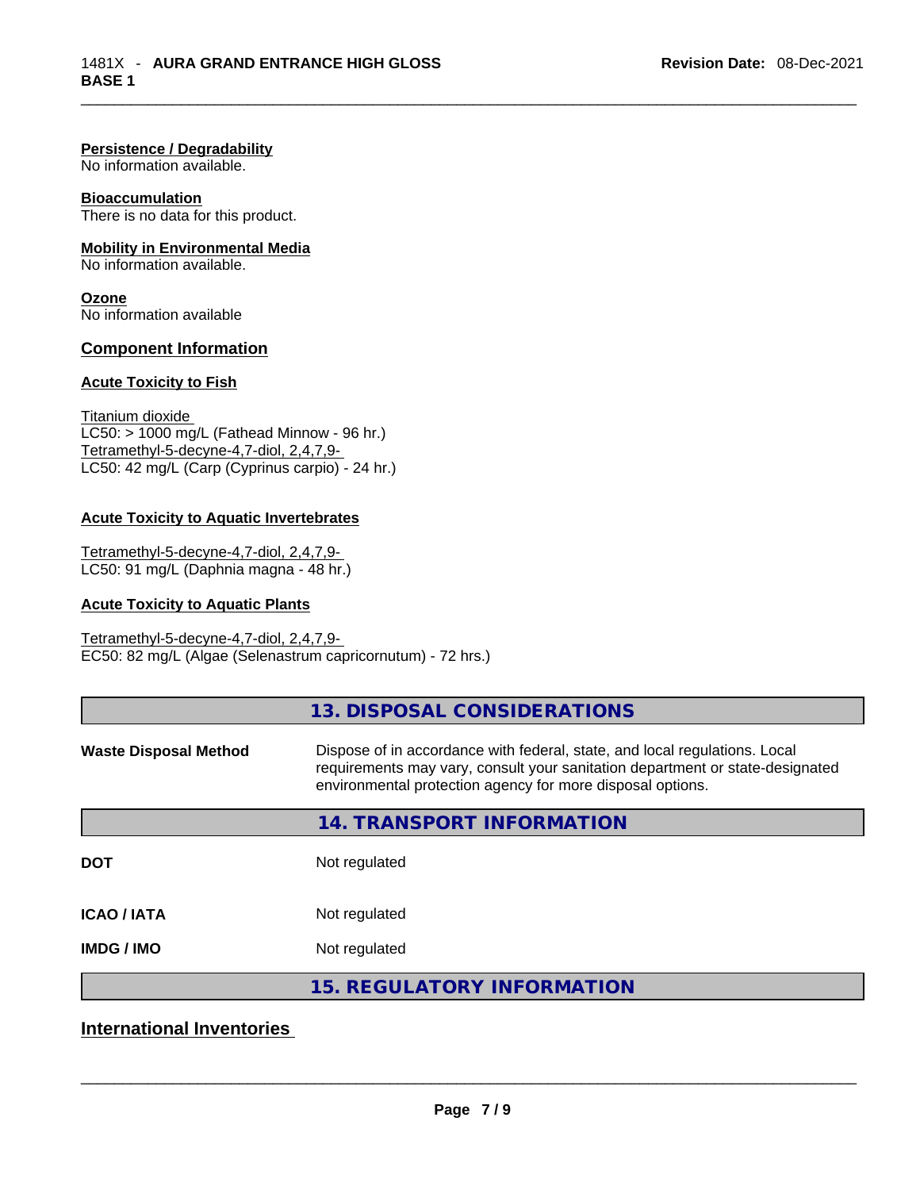**Persistence / Degradability**
No information available.

**Bioaccumulation**
There is no data for this product.

**Mobility in Environmental Media**
No information available.

**Ozone**
No information available

### Component Information

**Acute Toxicity to Fish**

Titanium dioxide
LC50: > 1000 mg/L (Fathead Minnow - 96 hr.)
Tetramethyl-5-decyne-4,7-diol, 2,4,7,9-
LC50: 42 mg/L (Carp (Cyprinus carpio) - 24 hr.)

**Acute Toxicity to Aquatic Invertebrates**

Tetramethyl-5-decyne-4,7-diol, 2,4,7,9-
LC50: 91 mg/L (Daphnia magna - 48 hr.)

**Acute Toxicity to Aquatic Plants**

Tetramethyl-5-decyne-4,7-diol, 2,4,7,9-
EC50: 82 mg/L (Algae (Selenastrum capricornutum) - 72 hrs.)

## 13. DISPOSAL CONSIDERATIONS

**Waste Disposal Method** Dispose of in accordance with federal, state, and local regulations. Local requirements may vary, consult your sanitation department or state-designated environmental protection agency for more disposal options.

## 14. TRANSPORT INFORMATION

**DOT** Not regulated

**ICAO / IATA** Not regulated

**IMDG / IMO** Not regulated

## 15. REGULATORY INFORMATION

### International Inventories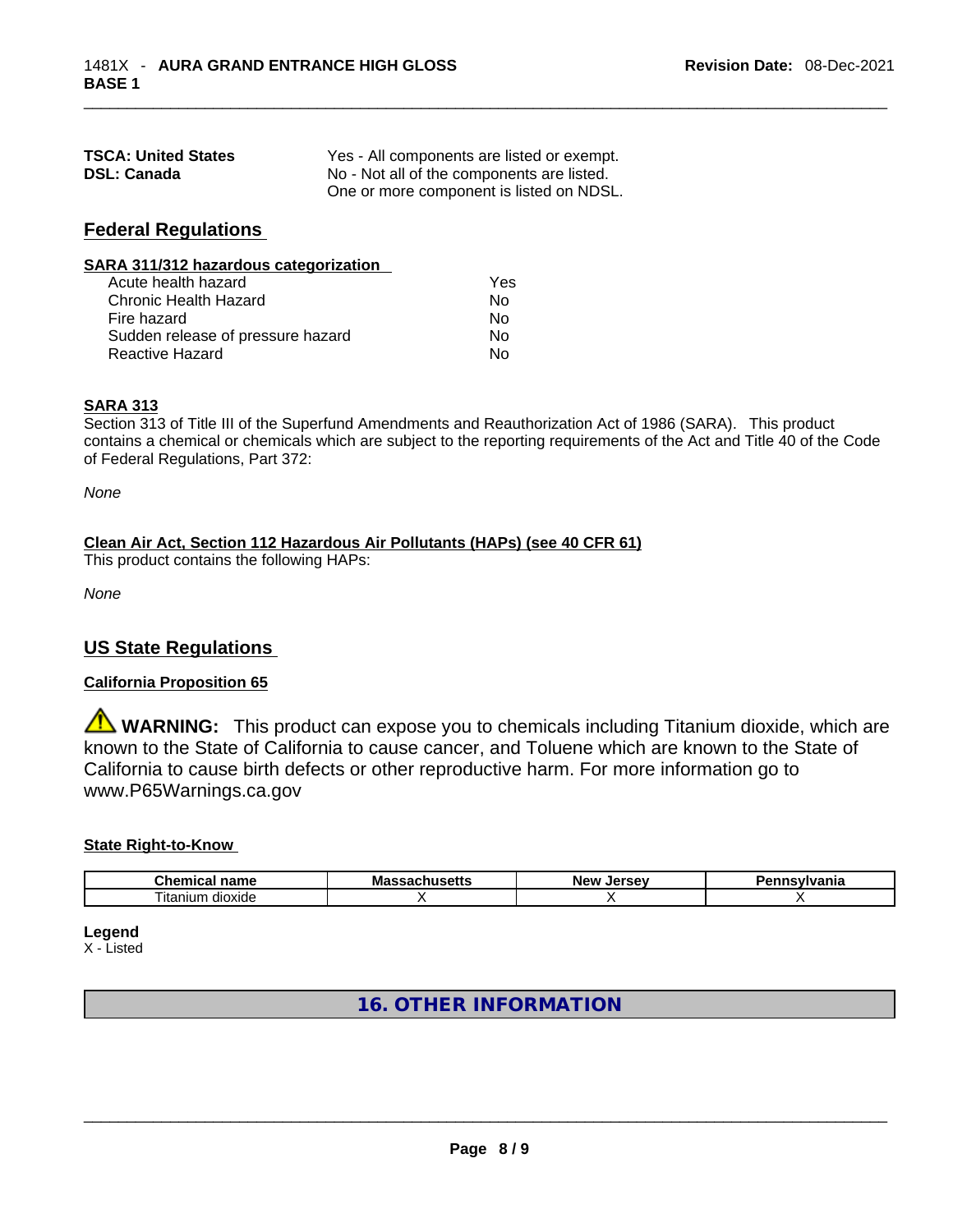| | |
|---|---|
| **TSCA: United States** | Yes - All components are listed or exempt. |
| **DSL: Canada** | No - Not all of the components are listed. One or more component is listed on NDSL. |

## Federal Regulations

**SARA 311/312 hazardous categorization**

| | |
|---|---|
| Acute health hazard | Yes |
| Chronic Health Hazard | No |
| Fire hazard | No |
| Sudden release of pressure hazard | No |
| Reactive Hazard | No |

**SARA 313**

Section 313 of Title III of the Superfund Amendments and Reauthorization Act of 1986 (SARA). This product contains a chemical or chemicals which are subject to the reporting requirements of the Act and Title 40 of the Code of Federal Regulations, Part 372:

*None*

**Clean Air Act, Section 112 Hazardous Air Pollutants (HAPs) (see 40 CFR 61)**

This product contains the following HAPs:

*None*

## US State Regulations

**California Proposition 65**

⚠ **WARNING:** This product can expose you to chemicals including Titanium dioxide, which are known to the State of California to cause cancer, and Toluene which are known to the State of California to cause birth defects or other reproductive harm. For more information go to www.P65Warnings.ca.gov

**State Right-to-Know**

| Chemical name | Massachusetts | New Jersey | Pennsylvania |
|---|---|---|---|
| Titanium dioxide | X | X | X |

**Legend**

X - Listed

## 16. OTHER INFORMATION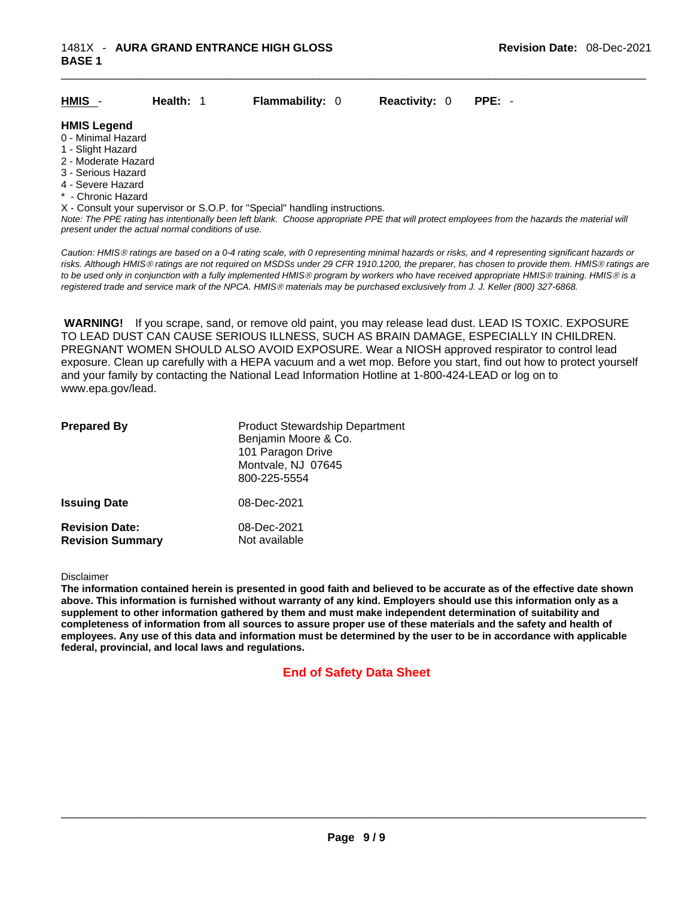**HMIS** - **Health:** 1 **Flammability:** 0 **Reactivity:** 0 **PPE:** -

**HMIS Legend**

0 - Minimal Hazard
1 - Slight Hazard
2 - Moderate Hazard
3 - Serious Hazard
4 - Severe Hazard
* - Chronic Hazard
X - Consult your supervisor or S.O.P. for "Special" handling instructions.

*Note: The PPE rating has intentionally been left blank. Choose appropriate PPE that will protect employees from the hazards the material will present under the actual normal conditions of use.*

*Caution: HMIS® ratings are based on a 0-4 rating scale, with 0 representing minimal hazards or risks, and 4 representing significant hazards or risks. Although HMIS® ratings are not required on MSDSs under 29 CFR 1910.1200, the preparer, has chosen to provide them. HMIS® ratings are to be used only in conjunction with a fully implemented HMIS® program by workers who have received appropriate HMIS® training. HMIS® is a registered trade and service mark of the NPCA. HMIS® materials may be purchased exclusively from J. J. Keller (800) 327-6868.*

**WARNING!** If you scrape, sand, or remove old paint, you may release lead dust. LEAD IS TOXIC. EXPOSURE TO LEAD DUST CAN CAUSE SERIOUS ILLNESS, SUCH AS BRAIN DAMAGE, ESPECIALLY IN CHILDREN. PREGNANT WOMEN SHOULD ALSO AVOID EXPOSURE. Wear a NIOSH approved respirator to control lead exposure. Clean up carefully with a HEPA vacuum and a wet mop. Before you start, find out how to protect yourself and your family by contacting the National Lead Information Hotline at 1-800-424-LEAD or log on to www.epa.gov/lead.

| | |
|---|---|
| **Prepared By** | Product Stewardship Department<br>Benjamin Moore & Co.<br>101 Paragon Drive<br>Montvale, NJ 07645<br>800-225-5554 |
| **Issuing Date** | 08-Dec-2021 |
| **Revision Date:** | 08-Dec-2021 |
| **Revision Summary** | Not available |

Disclaimer

**The information contained herein is presented in good faith and believed to be accurate as of the effective date shown above. This information is furnished without warranty of any kind. Employers should use this information only as a supplement to other information gathered by them and must make independent determination of suitability and completeness of information from all sources to assure proper use of these materials and the safety and health of employees. Any use of this data and information must be determined by the user to be in accordance with applicable federal, provincial, and local laws and regulations.**

**End of Safety Data Sheet**